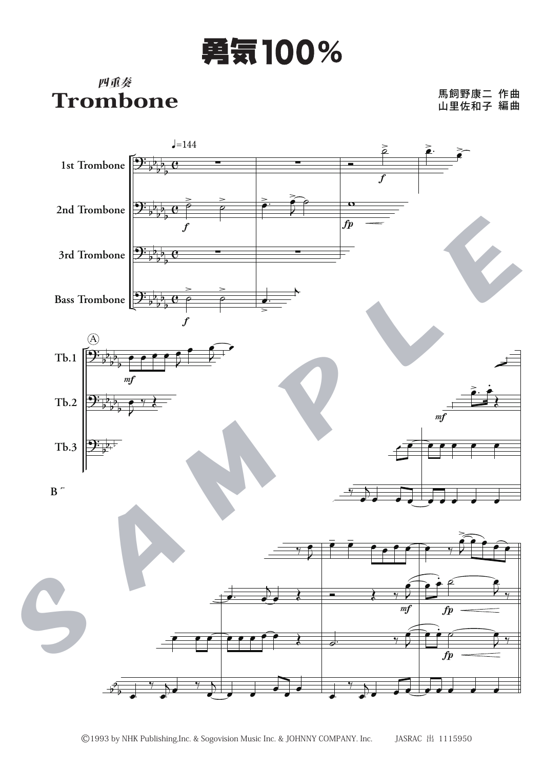# 勇気100%

四重奏
## Trombone

馬飼野康二 作曲
山里佐和子 編曲

©1993 by NHK Publishing,Inc. & Sogovision Music Inc. & JOHNNY COMPANY. Inc.　　JASRAC 出 1115950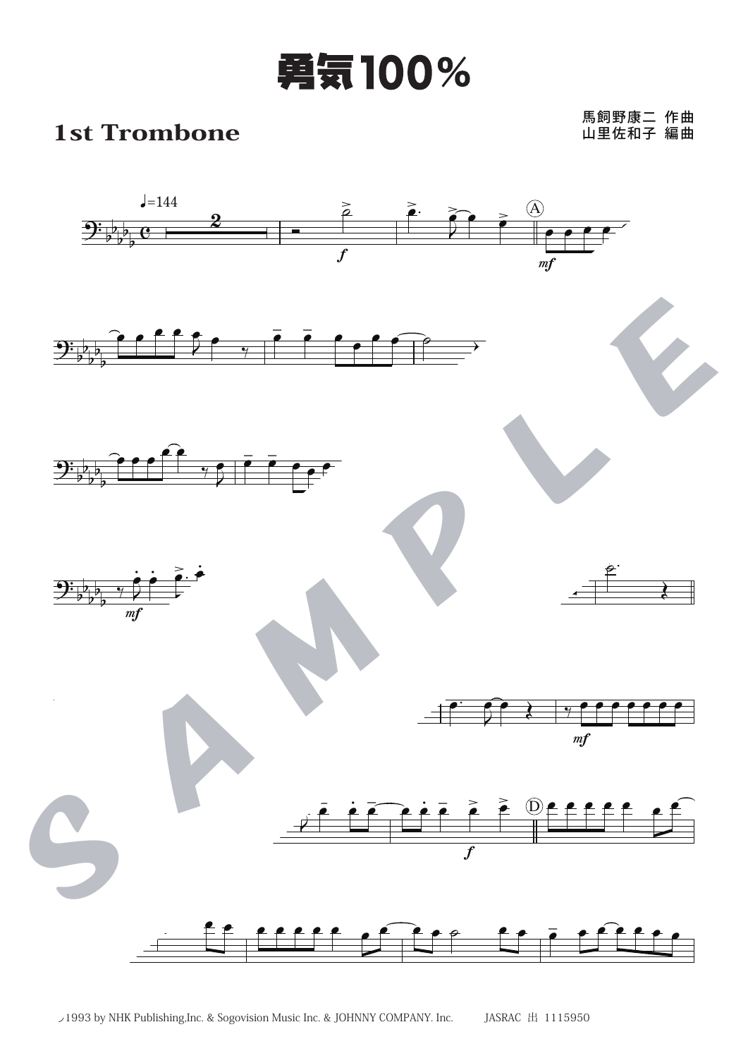# 勇気100%

## 1st Trombone

馬飼野康二 作曲
山里佐和子 編曲

♩=144

Ⓐ

Ⓓ

mf

f

℗1993 by NHK Publishing,Inc. & Sogovision Music Inc. & JOHNNY COMPANY. Inc.　　JASRAC 出 1115950